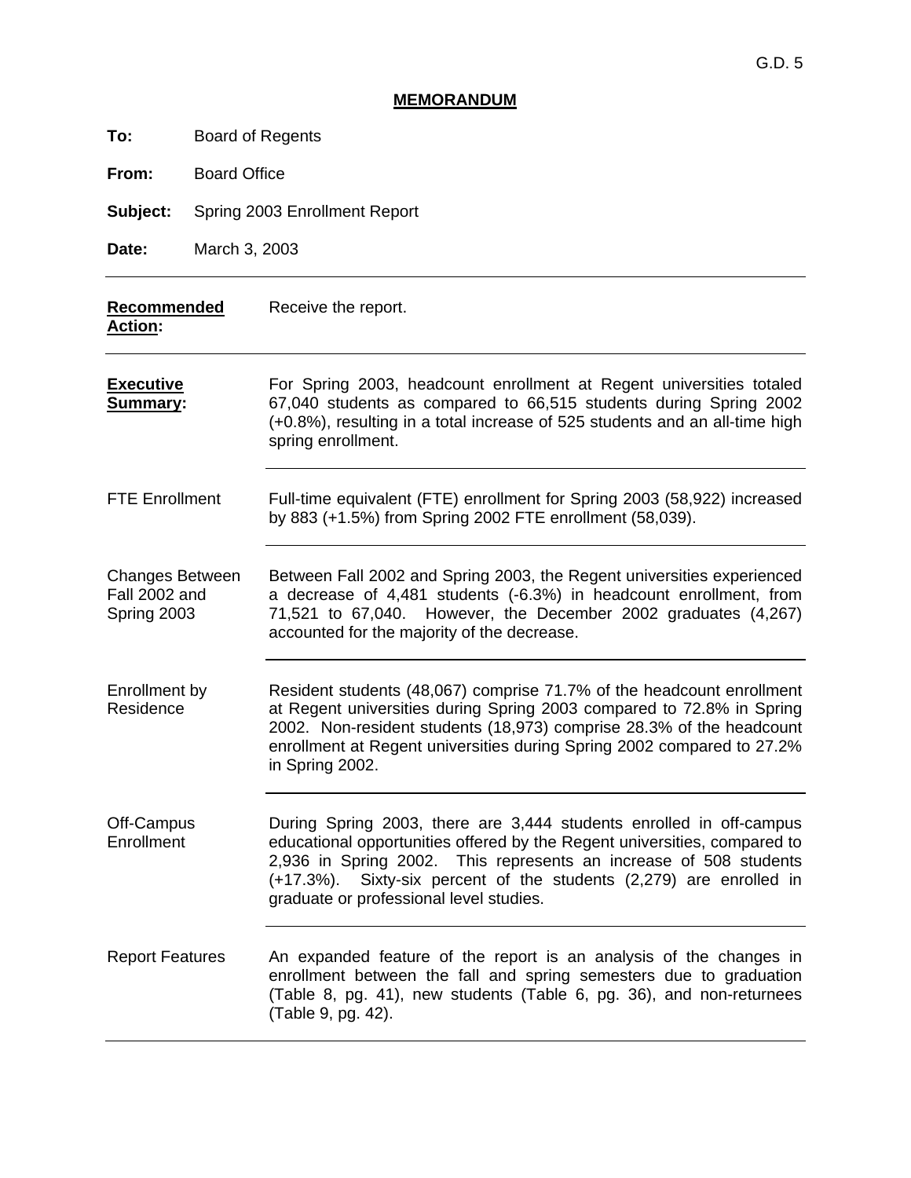G.D. 5

# MEMORANDUM

**To:** Board of Regents

**From:** Board Office

**Subject:** Spring 2003 Enrollment Report

**Date:** March 3, 2003

---

**Recommended Action:** Receive the report.

---

**Executive Summary:** For Spring 2003, headcount enrollment at Regent universities totaled 67,040 students as compared to 66,515 students during Spring 2002 (+0.8%), resulting in a total increase of 525 students and an all-time high spring enrollment.

---

FTE Enrollment: Full-time equivalent (FTE) enrollment for Spring 2003 (58,922) increased by 883 (+1.5%) from Spring 2002 FTE enrollment (58,039).

---

Changes Between Fall 2002 and Spring 2003: Between Fall 2002 and Spring 2003, the Regent universities experienced a decrease of 4,481 students (-6.3%) in headcount enrollment, from 71,521 to 67,040. However, the December 2002 graduates (4,267) accounted for the majority of the decrease.

---

Enrollment by Residence: Resident students (48,067) comprise 71.7% of the headcount enrollment at Regent universities during Spring 2003 compared to 72.8% in Spring 2002. Non-resident students (18,973) comprise 28.3% of the headcount enrollment at Regent universities during Spring 2002 compared to 27.2% in Spring 2002.

---

Off-Campus Enrollment: During Spring 2003, there are 3,444 students enrolled in off-campus educational opportunities offered by the Regent universities, compared to 2,936 in Spring 2002. This represents an increase of 508 students (+17.3%). Sixty-six percent of the students (2,279) are enrolled in graduate or professional level studies.

---

Report Features: An expanded feature of the report is an analysis of the changes in enrollment between the fall and spring semesters due to graduation (Table 8, pg. 41), new students (Table 6, pg. 36), and non-returnees (Table 9, pg. 42).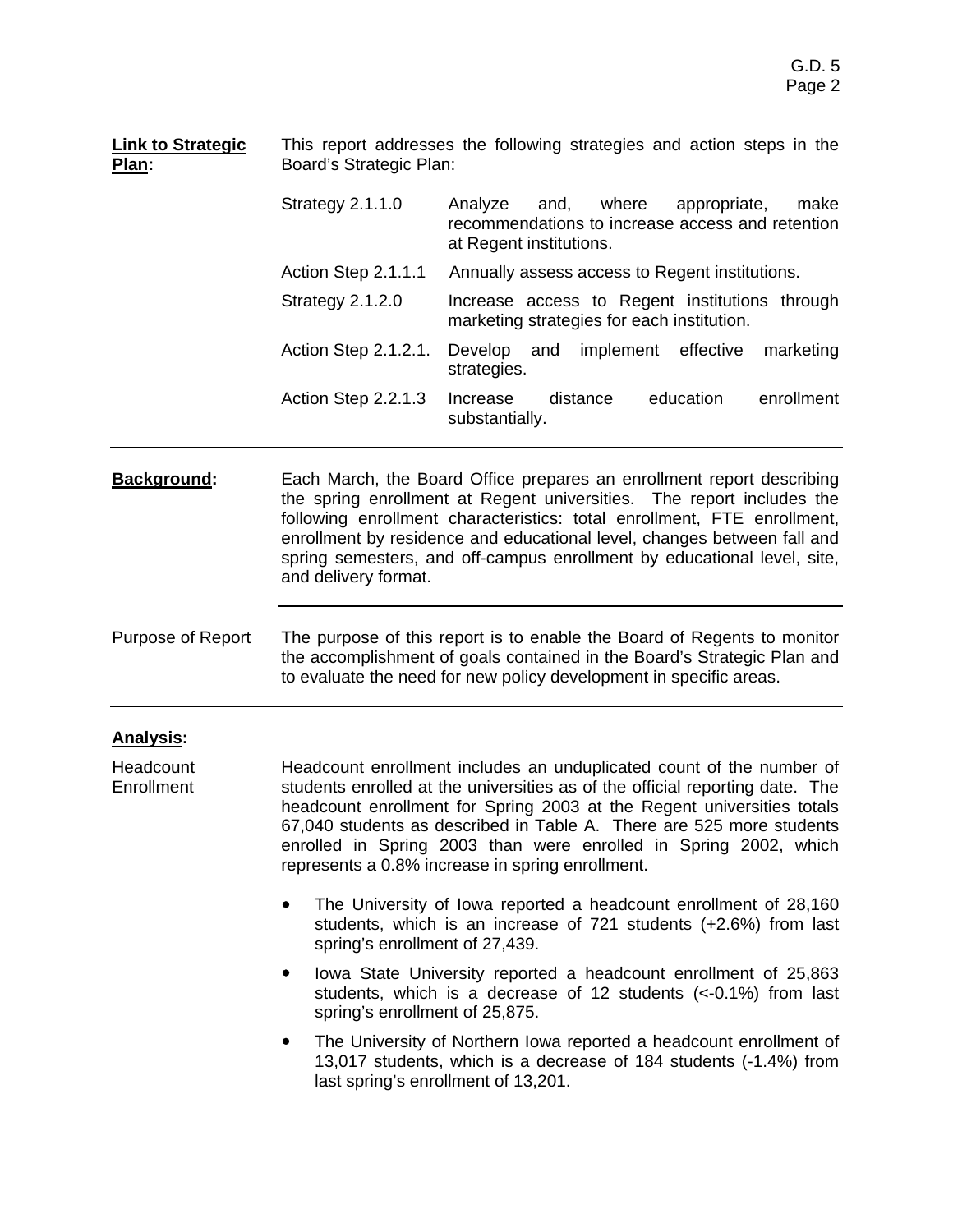**Link to Strategic Plan:** This report addresses the following strategies and action steps in the Board's Strategic Plan:

| | |
|---|---|
| Strategy 2.1.1.0 | Analyze and, where appropriate, make recommendations to increase access and retention at Regent institutions. |
| Action Step 2.1.1.1 | Annually assess access to Regent institutions. |
| Strategy 2.1.2.0 | Increase access to Regent institutions through marketing strategies for each institution. |
| Action Step 2.1.2.1. | Develop and implement effective marketing strategies. |
| Action Step 2.2.1.3 | Increase distance education enrollment substantially. |

---

**Background:** Each March, the Board Office prepares an enrollment report describing the spring enrollment at Regent universities. The report includes the following enrollment characteristics: total enrollment, FTE enrollment, enrollment by residence and educational level, changes between fall and spring semesters, and off-campus enrollment by educational level, site, and delivery format.

---

Purpose of Report: The purpose of this report is to enable the Board of Regents to monitor the accomplishment of goals contained in the Board's Strategic Plan and to evaluate the need for new policy development in specific areas.

---

**Analysis:**

Headcount Enrollment: Headcount enrollment includes an unduplicated count of the number of students enrolled at the universities as of the official reporting date. The headcount enrollment for Spring 2003 at the Regent universities totals 67,040 students as described in Table A. There are 525 more students enrolled in Spring 2003 than were enrolled in Spring 2002, which represents a 0.8% increase in spring enrollment.

- The University of Iowa reported a headcount enrollment of 28,160 students, which is an increase of 721 students (+2.6%) from last spring's enrollment of 27,439.
- Iowa State University reported a headcount enrollment of 25,863 students, which is a decrease of 12 students (<-0.1%) from last spring's enrollment of 25,875.
- The University of Northern Iowa reported a headcount enrollment of 13,017 students, which is a decrease of 184 students (-1.4%) from last spring's enrollment of 13,201.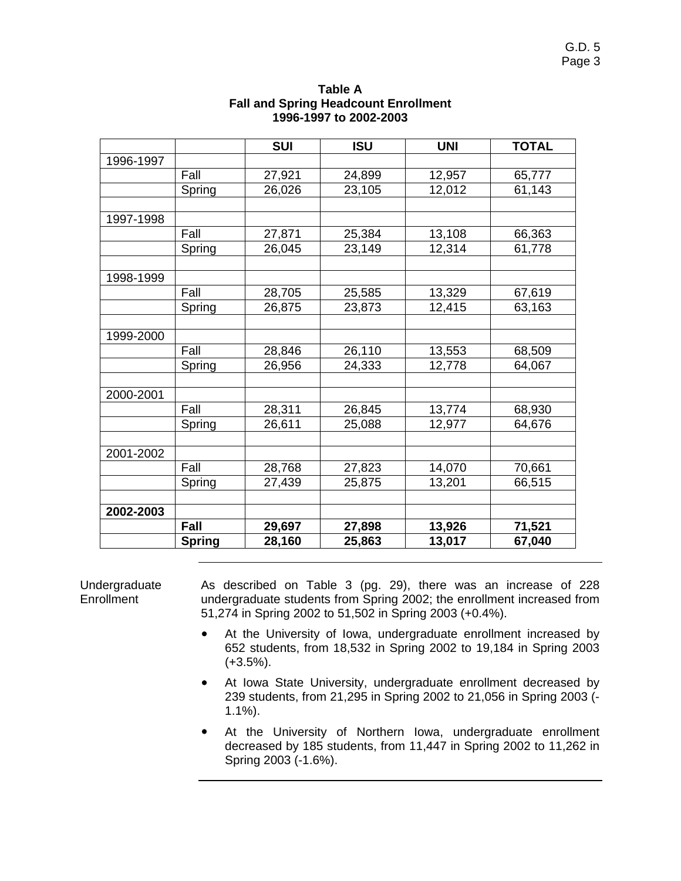**Table A**
**Fall and Spring Headcount Enrollment**
**1996-1997 to 2002-2003**

| | | SUI | ISU | UNI | TOTAL |
|---|---|---|---|---|---|
| 1996-1997 | | | | | |
| | Fall | 27,921 | 24,899 | 12,957 | 65,777 |
| | Spring | 26,026 | 23,105 | 12,012 | 61,143 |
| | | | | | |
| 1997-1998 | | | | | |
| | Fall | 27,871 | 25,384 | 13,108 | 66,363 |
| | Spring | 26,045 | 23,149 | 12,314 | 61,778 |
| | | | | | |
| 1998-1999 | | | | | |
| | Fall | 28,705 | 25,585 | 13,329 | 67,619 |
| | Spring | 26,875 | 23,873 | 12,415 | 63,163 |
| | | | | | |
| 1999-2000 | | | | | |
| | Fall | 28,846 | 26,110 | 13,553 | 68,509 |
| | Spring | 26,956 | 24,333 | 12,778 | 64,067 |
| | | | | | |
| 2000-2001 | | | | | |
| | Fall | 28,311 | 26,845 | 13,774 | 68,930 |
| | Spring | 26,611 | 25,088 | 12,977 | 64,676 |
| | | | | | |
| 2001-2002 | | | | | |
| | Fall | 28,768 | 27,823 | 14,070 | 70,661 |
| | Spring | 27,439 | 25,875 | 13,201 | 66,515 |
| | | | | | |
| **2002-2003** | | | | | |
| | **Fall** | **29,697** | **27,898** | **13,926** | **71,521** |
| | **Spring** | **28,160** | **25,863** | **13,017** | **67,040** |

---

Undergraduate Enrollment

As described on Table 3 (pg. 29), there was an increase of 228 undergraduate students from Spring 2002; the enrollment increased from 51,274 in Spring 2002 to 51,502 in Spring 2003 (+0.4%).

- At the University of Iowa, undergraduate enrollment increased by 652 students, from 18,532 in Spring 2002 to 19,184 in Spring 2003 (+3.5%).
- At Iowa State University, undergraduate enrollment decreased by 239 students, from 21,295 in Spring 2002 to 21,056 in Spring 2003 (-1.1%).
- At the University of Northern Iowa, undergraduate enrollment decreased by 185 students, from 11,447 in Spring 2002 to 11,262 in Spring 2003 (-1.6%).

---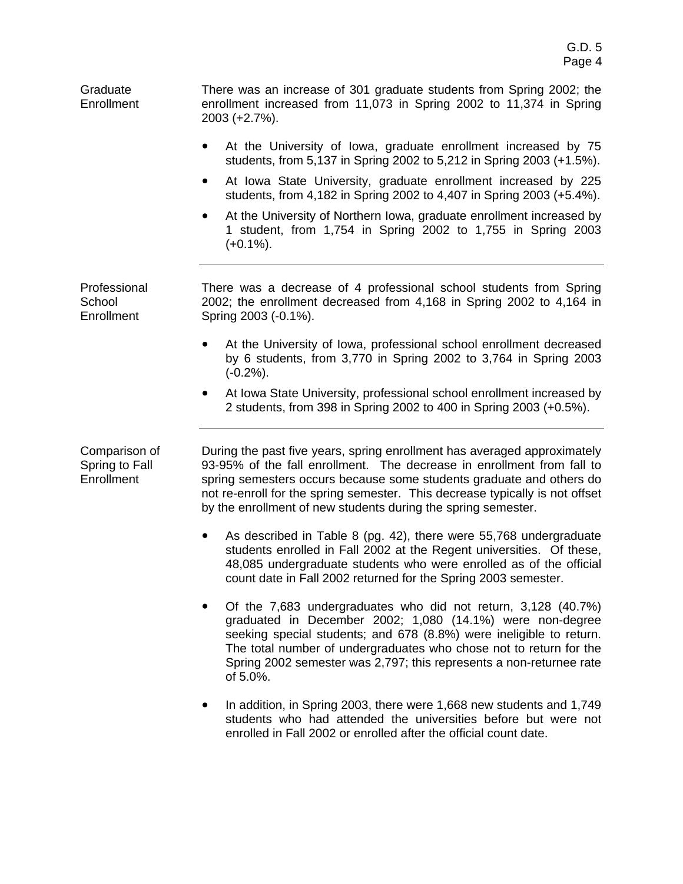## Graduate Enrollment

There was an increase of 301 graduate students from Spring 2002; the enrollment increased from 11,073 in Spring 2002 to 11,374 in Spring 2003 (+2.7%).

- At the University of Iowa, graduate enrollment increased by 75 students, from 5,137 in Spring 2002 to 5,212 in Spring 2003 (+1.5%).
- At Iowa State University, graduate enrollment increased by 225 students, from 4,182 in Spring 2002 to 4,407 in Spring 2003 (+5.4%).
- At the University of Northern Iowa, graduate enrollment increased by 1 student, from 1,754 in Spring 2002 to 1,755 in Spring 2003 (+0.1%).

---

## Professional School Enrollment

There was a decrease of 4 professional school students from Spring 2002; the enrollment decreased from 4,168 in Spring 2002 to 4,164 in Spring 2003 (-0.1%).

- At the University of Iowa, professional school enrollment decreased by 6 students, from 3,770 in Spring 2002 to 3,764 in Spring 2003 (-0.2%).
- At Iowa State University, professional school enrollment increased by 2 students, from 398 in Spring 2002 to 400 in Spring 2003 (+0.5%).

---

## Comparison of Spring to Fall Enrollment

During the past five years, spring enrollment has averaged approximately 93-95% of the fall enrollment. The decrease in enrollment from fall to spring semesters occurs because some students graduate and others do not re-enroll for the spring semester. This decrease typically is not offset by the enrollment of new students during the spring semester.

- As described in Table 8 (pg. 42), there were 55,768 undergraduate students enrolled in Fall 2002 at the Regent universities. Of these, 48,085 undergraduate students who were enrolled as of the official count date in Fall 2002 returned for the Spring 2003 semester.

- Of the 7,683 undergraduates who did not return, 3,128 (40.7%) graduated in December 2002; 1,080 (14.1%) were non-degree seeking special students; and 678 (8.8%) were ineligible to return. The total number of undergraduates who chose not to return for the Spring 2002 semester was 2,797; this represents a non-returnee rate of 5.0%.

- In addition, in Spring 2003, there were 1,668 new students and 1,749 students who had attended the universities before but were not enrolled in Fall 2002 or enrolled after the official count date.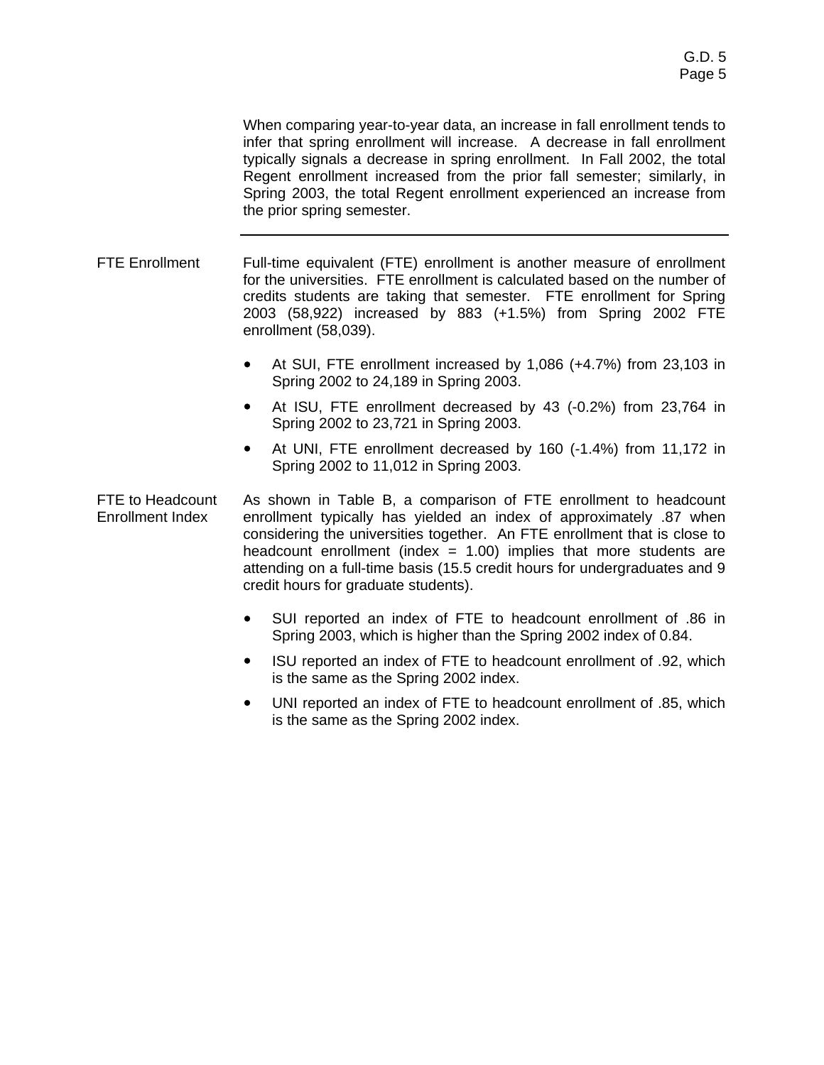When comparing year-to-year data, an increase in fall enrollment tends to infer that spring enrollment will increase. A decrease in fall enrollment typically signals a decrease in spring enrollment. In Fall 2002, the total Regent enrollment increased from the prior fall semester; similarly, in Spring 2003, the total Regent enrollment experienced an increase from the prior spring semester.

---

**FTE Enrollment**

Full-time equivalent (FTE) enrollment is another measure of enrollment for the universities. FTE enrollment is calculated based on the number of credits students are taking that semester. FTE enrollment for Spring 2003 (58,922) increased by 883 (+1.5%) from Spring 2002 FTE enrollment (58,039).

- At SUI, FTE enrollment increased by 1,086 (+4.7%) from 23,103 in Spring 2002 to 24,189 in Spring 2003.
- At ISU, FTE enrollment decreased by 43 (-0.2%) from 23,764 in Spring 2002 to 23,721 in Spring 2003.
- At UNI, FTE enrollment decreased by 160 (-1.4%) from 11,172 in Spring 2002 to 11,012 in Spring 2003.

**FTE to Headcount Enrollment Index**

As shown in Table B, a comparison of FTE enrollment to headcount enrollment typically has yielded an index of approximately .87 when considering the universities together. An FTE enrollment that is close to headcount enrollment (index = 1.00) implies that more students are attending on a full-time basis (15.5 credit hours for undergraduates and 9 credit hours for graduate students).

- SUI reported an index of FTE to headcount enrollment of .86 in Spring 2003, which is higher than the Spring 2002 index of 0.84.
- ISU reported an index of FTE to headcount enrollment of .92, which is the same as the Spring 2002 index.
- UNI reported an index of FTE to headcount enrollment of .85, which is the same as the Spring 2002 index.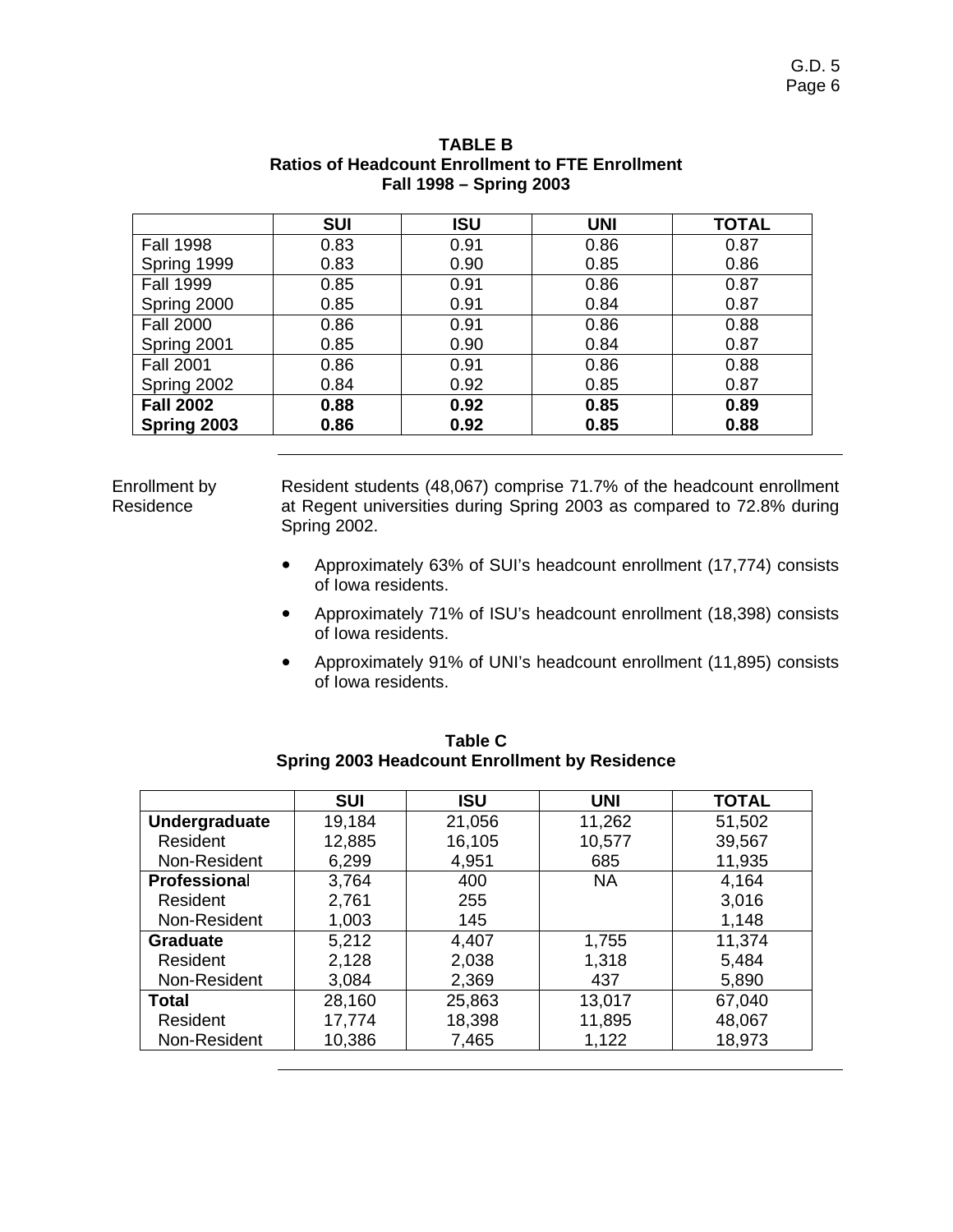**TABLE B**
**Ratios of Headcount Enrollment to FTE Enrollment**
**Fall 1998 – Spring 2003**

| | SUI | ISU | UNI | TOTAL |
|---|---|---|---|---|
| Fall 1998 | 0.83 | 0.91 | 0.86 | 0.87 |
| Spring 1999 | 0.83 | 0.90 | 0.85 | 0.86 |
| Fall 1999 | 0.85 | 0.91 | 0.86 | 0.87 |
| Spring 2000 | 0.85 | 0.91 | 0.84 | 0.87 |
| Fall 2000 | 0.86 | 0.91 | 0.86 | 0.88 |
| Spring 2001 | 0.85 | 0.90 | 0.84 | 0.87 |
| Fall 2001 | 0.86 | 0.91 | 0.86 | 0.88 |
| Spring 2002 | 0.84 | 0.92 | 0.85 | 0.87 |
| **Fall 2002** | **0.88** | **0.92** | **0.85** | **0.89** |
| **Spring 2003** | **0.86** | **0.92** | **0.85** | **0.88** |

Enrollment by Residence

Resident students (48,067) comprise 71.7% of the headcount enrollment at Regent universities during Spring 2003 as compared to 72.8% during Spring 2002.

- Approximately 63% of SUI's headcount enrollment (17,774) consists of Iowa residents.
- Approximately 71% of ISU's headcount enrollment (18,398) consists of Iowa residents.
- Approximately 91% of UNI's headcount enrollment (11,895) consists of Iowa residents.

**Table C**
**Spring 2003 Headcount Enrollment by Residence**

| | SUI | ISU | UNI | TOTAL |
|---|---|---|---|---|
| **Undergraduate** | 19,184 | 21,056 | 11,262 | 51,502 |
| Resident | 12,885 | 16,105 | 10,577 | 39,567 |
| Non-Resident | 6,299 | 4,951 | 685 | 11,935 |
| **Professional** | 3,764 | 400 | NA | 4,164 |
| Resident | 2,761 | 255 | | 3,016 |
| Non-Resident | 1,003 | 145 | | 1,148 |
| **Graduate** | 5,212 | 4,407 | 1,755 | 11,374 |
| Resident | 2,128 | 2,038 | 1,318 | 5,484 |
| Non-Resident | 3,084 | 2,369 | 437 | 5,890 |
| **Total** | 28,160 | 25,863 | 13,017 | 67,040 |
| Resident | 17,774 | 18,398 | 11,895 | 48,067 |
| Non-Resident | 10,386 | 7,465 | 1,122 | 18,973 |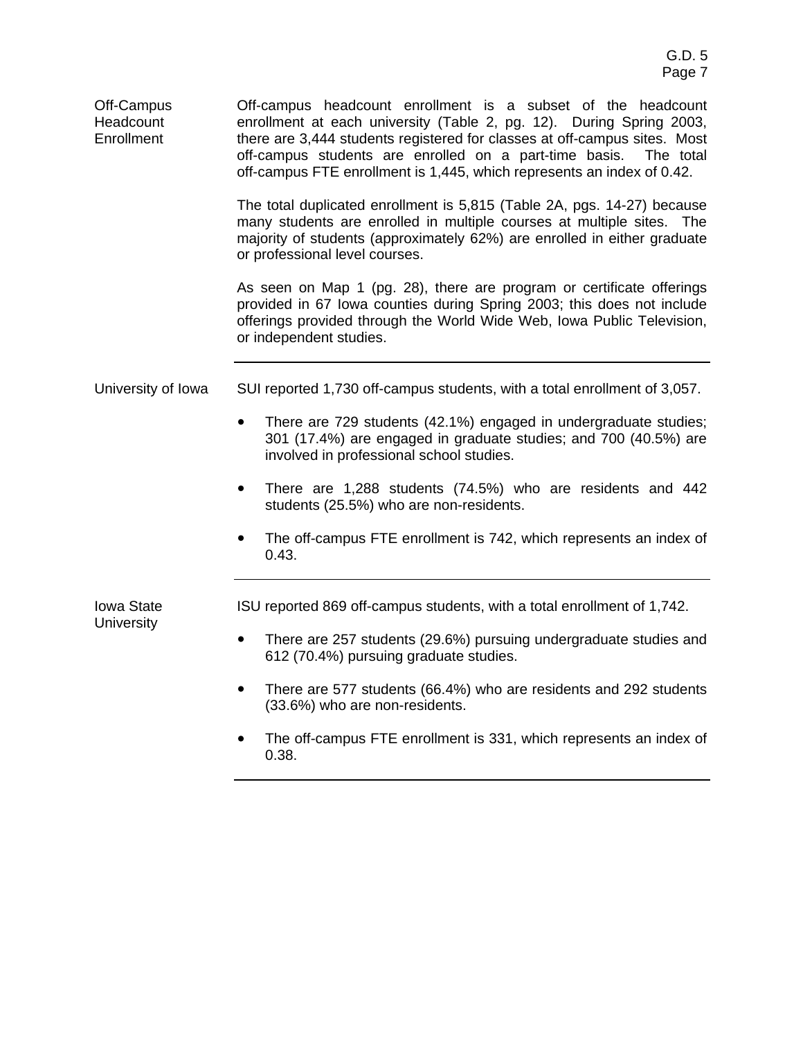## Off-Campus Headcount Enrollment

Off-campus headcount enrollment is a subset of the headcount enrollment at each university (Table 2, pg. 12). During Spring 2003, there are 3,444 students registered for classes at off-campus sites. Most off-campus students are enrolled on a part-time basis. The total off-campus FTE enrollment is 1,445, which represents an index of 0.42.

The total duplicated enrollment is 5,815 (Table 2A, pgs. 14-27) because many students are enrolled in multiple courses at multiple sites. The majority of students (approximately 62%) are enrolled in either graduate or professional level courses.

As seen on Map 1 (pg. 28), there are program or certificate offerings provided in 67 Iowa counties during Spring 2003; this does not include offerings provided through the World Wide Web, Iowa Public Television, or independent studies.

---

## University of Iowa

SUI reported 1,730 off-campus students, with a total enrollment of 3,057.

- There are 729 students (42.1%) engaged in undergraduate studies; 301 (17.4%) are engaged in graduate studies; and 700 (40.5%) are involved in professional school studies.
- There are 1,288 students (74.5%) who are residents and 442 students (25.5%) who are non-residents.
- The off-campus FTE enrollment is 742, which represents an index of 0.43.

---

## Iowa State University

ISU reported 869 off-campus students, with a total enrollment of 1,742.

- There are 257 students (29.6%) pursuing undergraduate studies and 612 (70.4%) pursuing graduate studies.
- There are 577 students (66.4%) who are residents and 292 students (33.6%) who are non-residents.
- The off-campus FTE enrollment is 331, which represents an index of 0.38.

---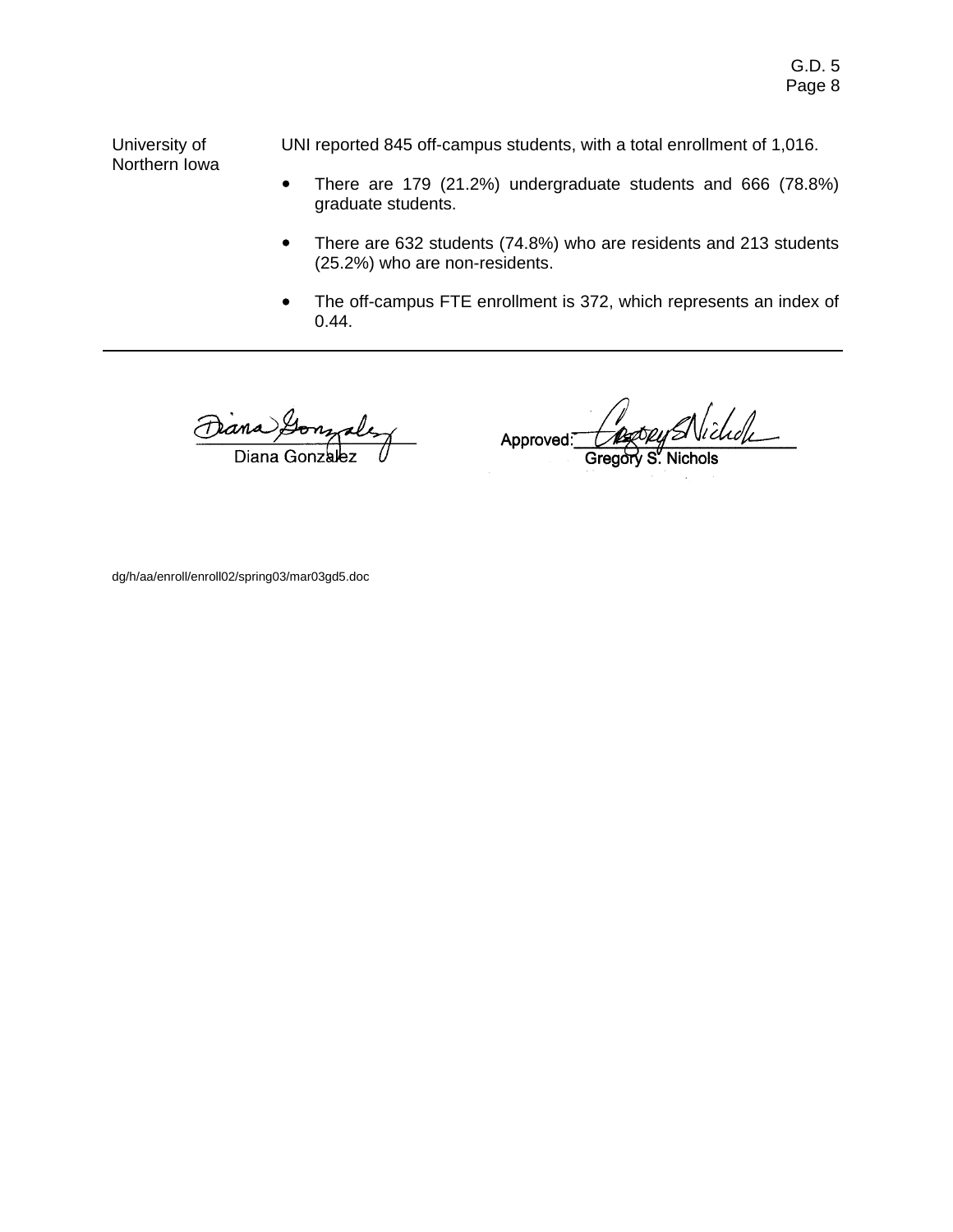**University of Northern Iowa**

UNI reported 845 off-campus students, with a total enrollment of 1,016.

- There are 179 (21.2%) undergraduate students and 666 (78.8%) graduate students.
- There are 632 students (74.8%) who are residents and 213 students (25.2%) who are non-residents.
- The off-campus FTE enrollment is 372, which represents an index of 0.44.

---

Diana Gonzalez

Approved: Gregory S. Nichols

dg/h/aa/enroll/enroll02/spring03/mar03gd5.doc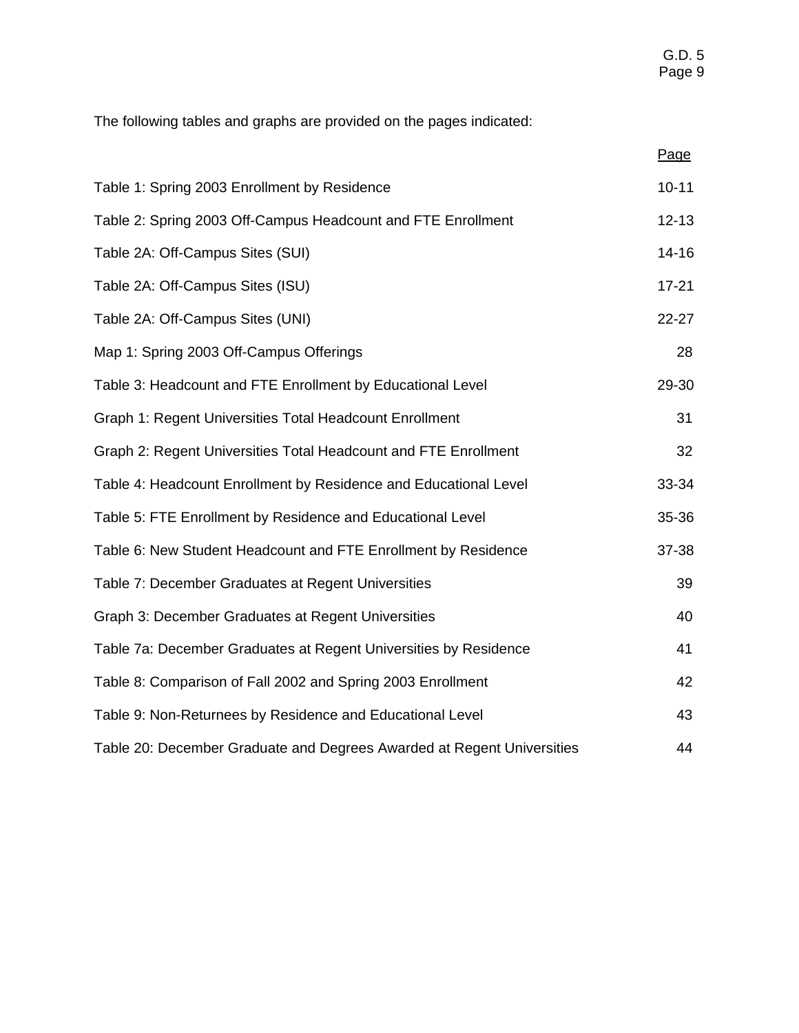The following tables and graphs are provided on the pages indicated:

| | Page |
|---|---|
| Table 1: Spring 2003 Enrollment by Residence | 10-11 |
| Table 2: Spring 2003 Off-Campus Headcount and FTE Enrollment | 12-13 |
| Table 2A: Off-Campus Sites (SUI) | 14-16 |
| Table 2A: Off-Campus Sites (ISU) | 17-21 |
| Table 2A: Off-Campus Sites (UNI) | 22-27 |
| Map 1: Spring 2003 Off-Campus Offerings | 28 |
| Table 3: Headcount and FTE Enrollment by Educational Level | 29-30 |
| Graph 1: Regent Universities Total Headcount Enrollment | 31 |
| Graph 2: Regent Universities Total Headcount and FTE Enrollment | 32 |
| Table 4: Headcount Enrollment by Residence and Educational Level | 33-34 |
| Table 5: FTE Enrollment by Residence and Educational Level | 35-36 |
| Table 6: New Student Headcount and FTE Enrollment by Residence | 37-38 |
| Table 7: December Graduates at Regent Universities | 39 |
| Graph 3: December Graduates at Regent Universities | 40 |
| Table 7a: December Graduates at Regent Universities by Residence | 41 |
| Table 8: Comparison of Fall 2002 and Spring 2003 Enrollment | 42 |
| Table 9: Non-Returnees by Residence and Educational Level | 43 |
| Table 20: December Graduate and Degrees Awarded at Regent Universities | 44 |